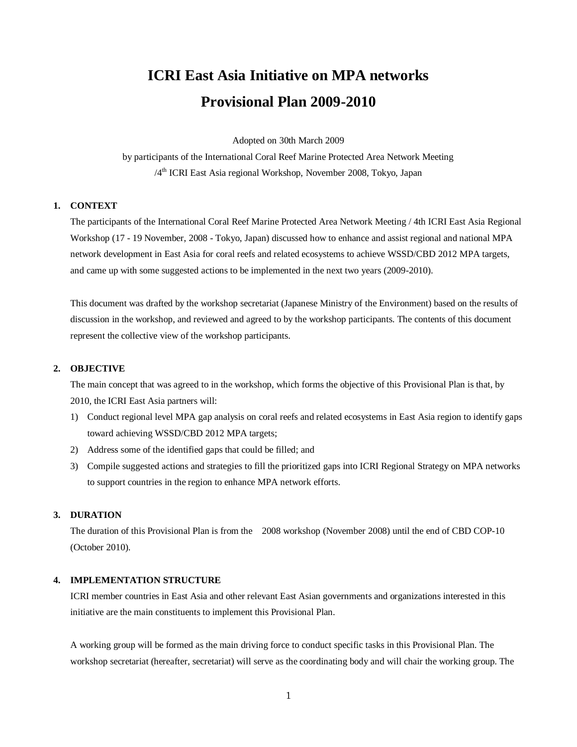# ICRI East Asia Initiative on MPA networks
# Provisional Plan 2009-2010

Adopted on 30th March 2009

by participants of the International Coral Reef Marine Protected Area Network Meeting

/4th ICRI East Asia regional Workshop, November 2008, Tokyo, Japan

## 1. CONTEXT

The participants of the International Coral Reef Marine Protected Area Network Meeting / 4th ICRI East Asia Regional Workshop (17 - 19 November, 2008 - Tokyo, Japan) discussed how to enhance and assist regional and national MPA network development in East Asia for coral reefs and related ecosystems to achieve WSSD/CBD 2012 MPA targets, and came up with some suggested actions to be implemented in the next two years (2009-2010).

This document was drafted by the workshop secretariat (Japanese Ministry of the Environment) based on the results of discussion in the workshop, and reviewed and agreed to by the workshop participants. The contents of this document represent the collective view of the workshop participants.

## 2. OBJECTIVE

The main concept that was agreed to in the workshop, which forms the objective of this Provisional Plan is that, by 2010, the ICRI East Asia partners will:

1) Conduct regional level MPA gap analysis on coral reefs and related ecosystems in East Asia region to identify gaps toward achieving WSSD/CBD 2012 MPA targets;
2) Address some of the identified gaps that could be filled; and
3) Compile suggested actions and strategies to fill the prioritized gaps into ICRI Regional Strategy on MPA networks to support countries in the region to enhance MPA network efforts.

## 3. DURATION

The duration of this Provisional Plan is from the 2008 workshop (November 2008) until the end of CBD COP-10 (October 2010).

## 4. IMPLEMENTATION STRUCTURE

ICRI member countries in East Asia and other relevant East Asian governments and organizations interested in this initiative are the main constituents to implement this Provisional Plan.

A working group will be formed as the main driving force to conduct specific tasks in this Provisional Plan. The workshop secretariat (hereafter, secretariat) will serve as the coordinating body and will chair the working group. The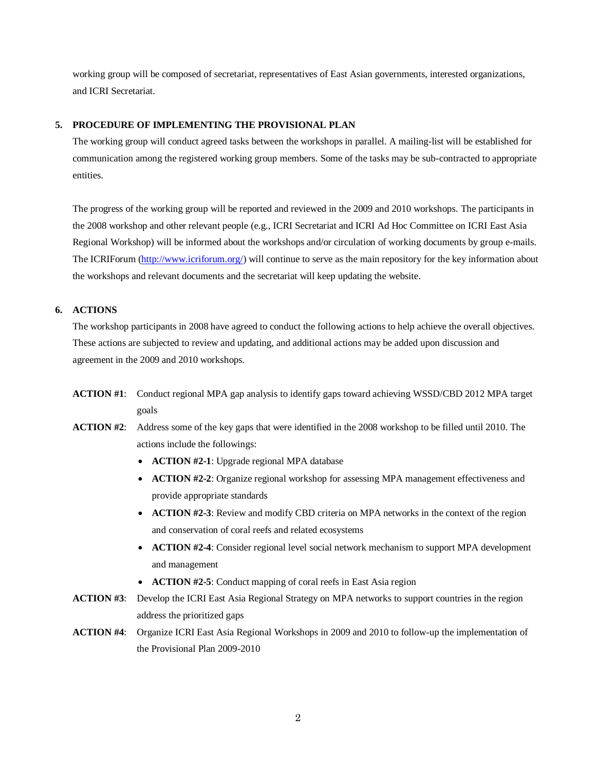working group will be composed of secretariat, representatives of East Asian governments, interested organizations, and ICRI Secretariat.

## 5. PROCEDURE OF IMPLEMENTING THE PROVISIONAL PLAN

The working group will conduct agreed tasks between the workshops in parallel. A mailing-list will be established for communication among the registered working group members. Some of the tasks may be sub-contracted to appropriate entities.

The progress of the working group will be reported and reviewed in the 2009 and 2010 workshops. The participants in the 2008 workshop and other relevant people (e.g., ICRI Secretariat and ICRI Ad Hoc Committee on ICRI East Asia Regional Workshop) will be informed about the workshops and/or circulation of working documents by group e-mails. The ICRIForum (http://www.icriforum.org/) will continue to serve as the main repository for the key information about the workshops and relevant documents and the secretariat will keep updating the website.

## 6. ACTIONS

The workshop participants in 2008 have agreed to conduct the following actions to help achieve the overall objectives. These actions are subjected to review and updating, and additional actions may be added upon discussion and agreement in the 2009 and 2010 workshops.

**ACTION #1**: Conduct regional MPA gap analysis to identify gaps toward achieving WSSD/CBD 2012 MPA target goals

**ACTION #2**: Address some of the key gaps that were identified in the 2008 workshop to be filled until 2010. The actions include the followings:

- **ACTION #2-1**: Upgrade regional MPA database
- **ACTION #2-2**: Organize regional workshop for assessing MPA management effectiveness and provide appropriate standards
- **ACTION #2-3**: Review and modify CBD criteria on MPA networks in the context of the region and conservation of coral reefs and related ecosystems
- **ACTION #2-4**: Consider regional level social network mechanism to support MPA development and management
- **ACTION #2-5**: Conduct mapping of coral reefs in East Asia region

**ACTION #3**: Develop the ICRI East Asia Regional Strategy on MPA networks to support countries in the region address the prioritized gaps

**ACTION #4**: Organize ICRI East Asia Regional Workshops in 2009 and 2010 to follow-up the implementation of the Provisional Plan 2009-2010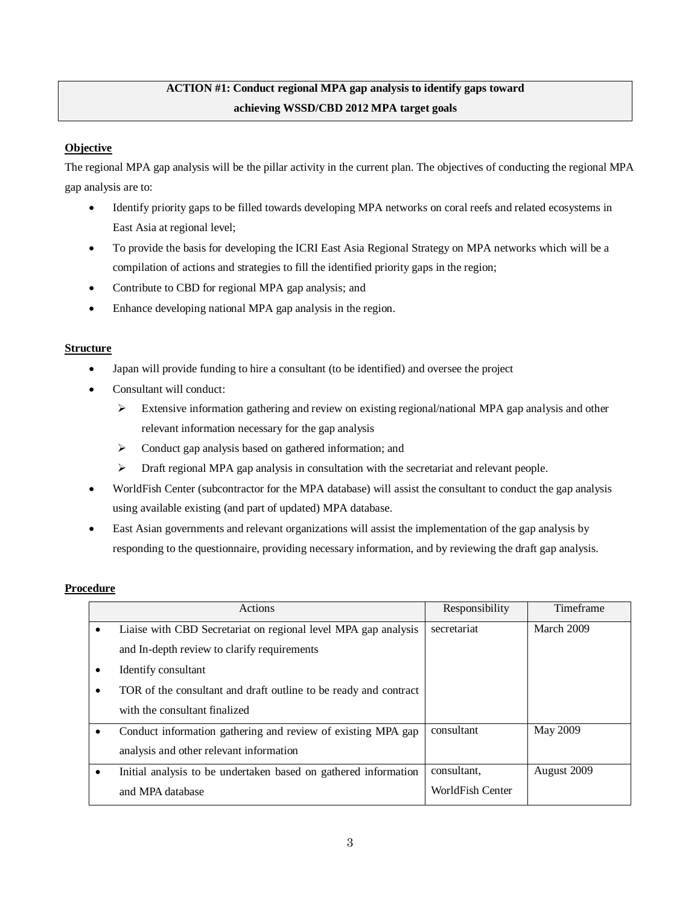**ACTION #1: Conduct regional MPA gap analysis to identify gaps toward achieving WSSD/CBD 2012 MPA target goals**

**Objective**

The regional MPA gap analysis will be the pillar activity in the current plan. The objectives of conducting the regional MPA gap analysis are to:

- Identify priority gaps to be filled towards developing MPA networks on coral reefs and related ecosystems in East Asia at regional level;
- To provide the basis for developing the ICRI East Asia Regional Strategy on MPA networks which will be a compilation of actions and strategies to fill the identified priority gaps in the region;
- Contribute to CBD for regional MPA gap analysis; and
- Enhance developing national MPA gap analysis in the region.

**Structure**

- Japan will provide funding to hire a consultant (to be identified) and oversee the project
- Consultant will conduct:
  - Extensive information gathering and review on existing regional/national MPA gap analysis and other relevant information necessary for the gap analysis
  - Conduct gap analysis based on gathered information; and
  - Draft regional MPA gap analysis in consultation with the secretariat and relevant people.
- WorldFish Center (subcontractor for the MPA database) will assist the consultant to conduct the gap analysis using available existing (and part of updated) MPA database.
- East Asian governments and relevant organizations will assist the implementation of the gap analysis by responding to the questionnaire, providing necessary information, and by reviewing the draft gap analysis.

**Procedure**

| Actions | Responsibility | Timeframe |
|---|---|---|
| • Liaise with CBD Secretariat on regional level MPA gap analysis and In-depth review to clarify requirements<br>• Identify consultant<br>• TOR of the consultant and draft outline to be ready and contract with the consultant finalized | secretariat | March 2009 |
| • Conduct information gathering and review of existing MPA gap analysis and other relevant information | consultant | May 2009 |
| • Initial analysis to be undertaken based on gathered information and MPA database | consultant, WorldFish Center | August 2009 |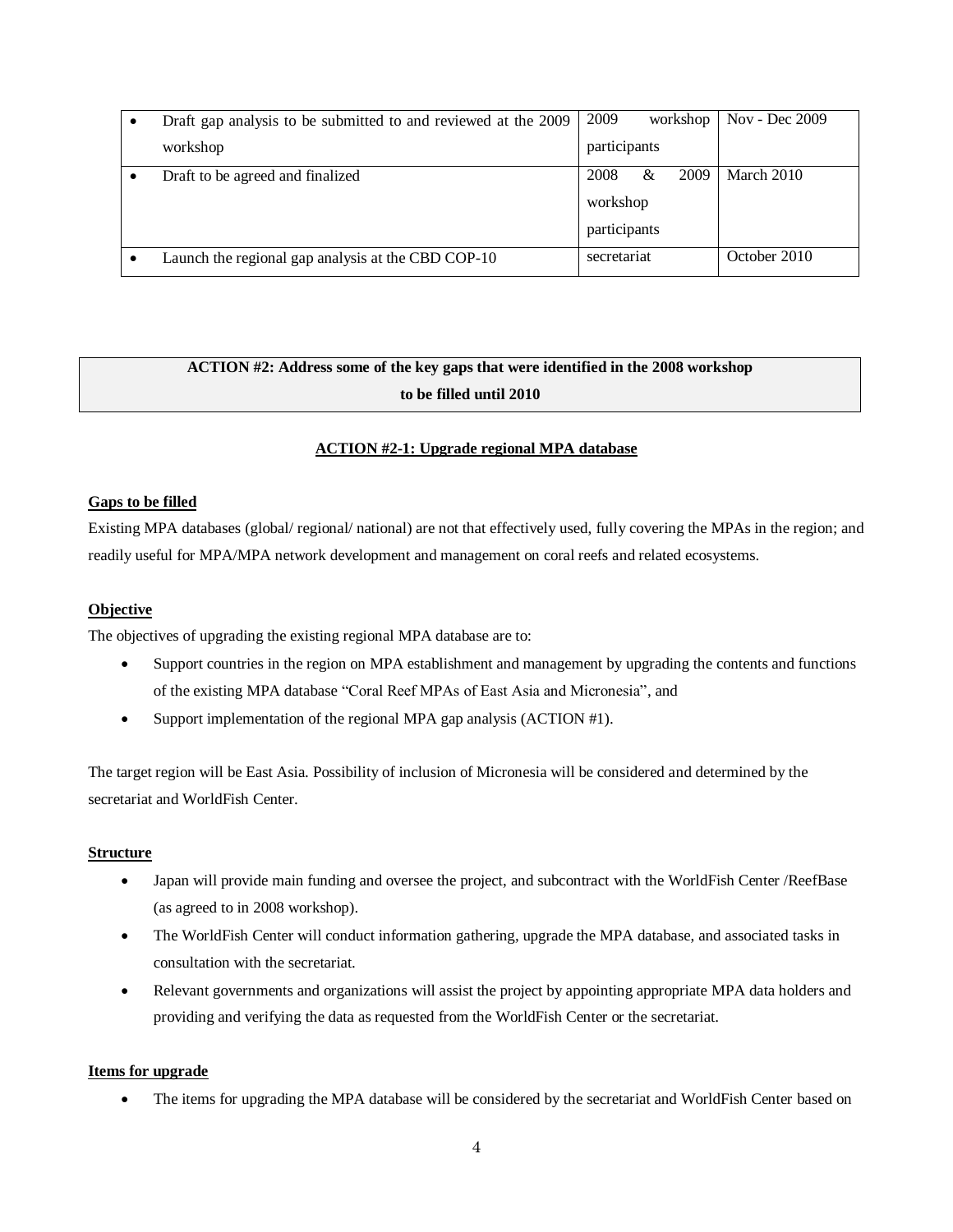| | | |
|---|---|---|
| • Draft gap analysis to be submitted to and reviewed at the 2009 workshop | 2009 workshop participants | Nov - Dec 2009 |
| • Draft to be agreed and finalized | 2008 & 2009 workshop participants | March 2010 |
| • Launch the regional gap analysis at the CBD COP-10 | secretariat | October 2010 |

**ACTION #2: Address some of the key gaps that were identified in the 2008 workshop to be filled until 2010**

**ACTION #2-1: Upgrade regional MPA database**

**Gaps to be filled**

Existing MPA databases (global/ regional/ national) are not that effectively used, fully covering the MPAs in the region; and readily useful for MPA/MPA network development and management on coral reefs and related ecosystems.

**Objective**

The objectives of upgrading the existing regional MPA database are to:

- Support countries in the region on MPA establishment and management by upgrading the contents and functions of the existing MPA database "Coral Reef MPAs of East Asia and Micronesia", and
- Support implementation of the regional MPA gap analysis (ACTION #1).

The target region will be East Asia. Possibility of inclusion of Micronesia will be considered and determined by the secretariat and WorldFish Center.

**Structure**

- Japan will provide main funding and oversee the project, and subcontract with the WorldFish Center /ReefBase (as agreed to in 2008 workshop).
- The WorldFish Center will conduct information gathering, upgrade the MPA database, and associated tasks in consultation with the secretariat.
- Relevant governments and organizations will assist the project by appointing appropriate MPA data holders and providing and verifying the data as requested from the WorldFish Center or the secretariat.

**Items for upgrade**

- The items for upgrading the MPA database will be considered by the secretariat and WorldFish Center based on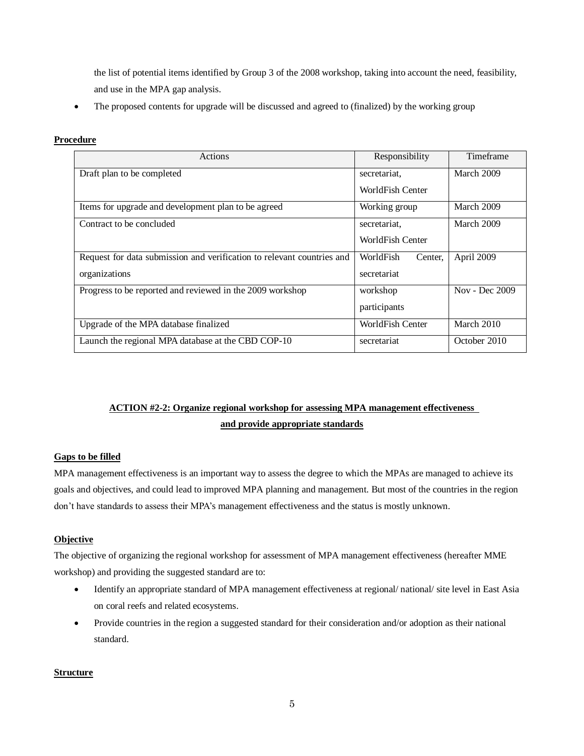the list of potential items identified by Group 3 of the 2008 workshop, taking into account the need, feasibility, and use in the MPA gap analysis.

- The proposed contents for upgrade will be discussed and agreed to (finalized) by the working group

**Procedure**

| Actions | Responsibility | Timeframe |
|---|---|---|
| Draft plan to be completed | secretariat, WorldFish Center | March 2009 |
| Items for upgrade and development plan to be agreed | Working group | March 2009 |
| Contract to be concluded | secretariat, WorldFish Center | March 2009 |
| Request for data submission and verification to relevant countries and organizations | WorldFish Center, secretariat | April 2009 |
| Progress to be reported and reviewed in the 2009 workshop | workshop participants | Nov - Dec 2009 |
| Upgrade of the MPA database finalized | WorldFish Center | March 2010 |
| Launch the regional MPA database at the CBD COP-10 | secretariat | October 2010 |

## ACTION #2-2: Organize regional workshop for assessing MPA management effectiveness and provide appropriate standards

**Gaps to be filled**

MPA management effectiveness is an important way to assess the degree to which the MPAs are managed to achieve its goals and objectives, and could lead to improved MPA planning and management. But most of the countries in the region don't have standards to assess their MPA's management effectiveness and the status is mostly unknown.

**Objective**

The objective of organizing the regional workshop for assessment of MPA management effectiveness (hereafter MME workshop) and providing the suggested standard are to:

- Identify an appropriate standard of MPA management effectiveness at regional/ national/ site level in East Asia on coral reefs and related ecosystems.
- Provide countries in the region a suggested standard for their consideration and/or adoption as their national standard.

**Structure**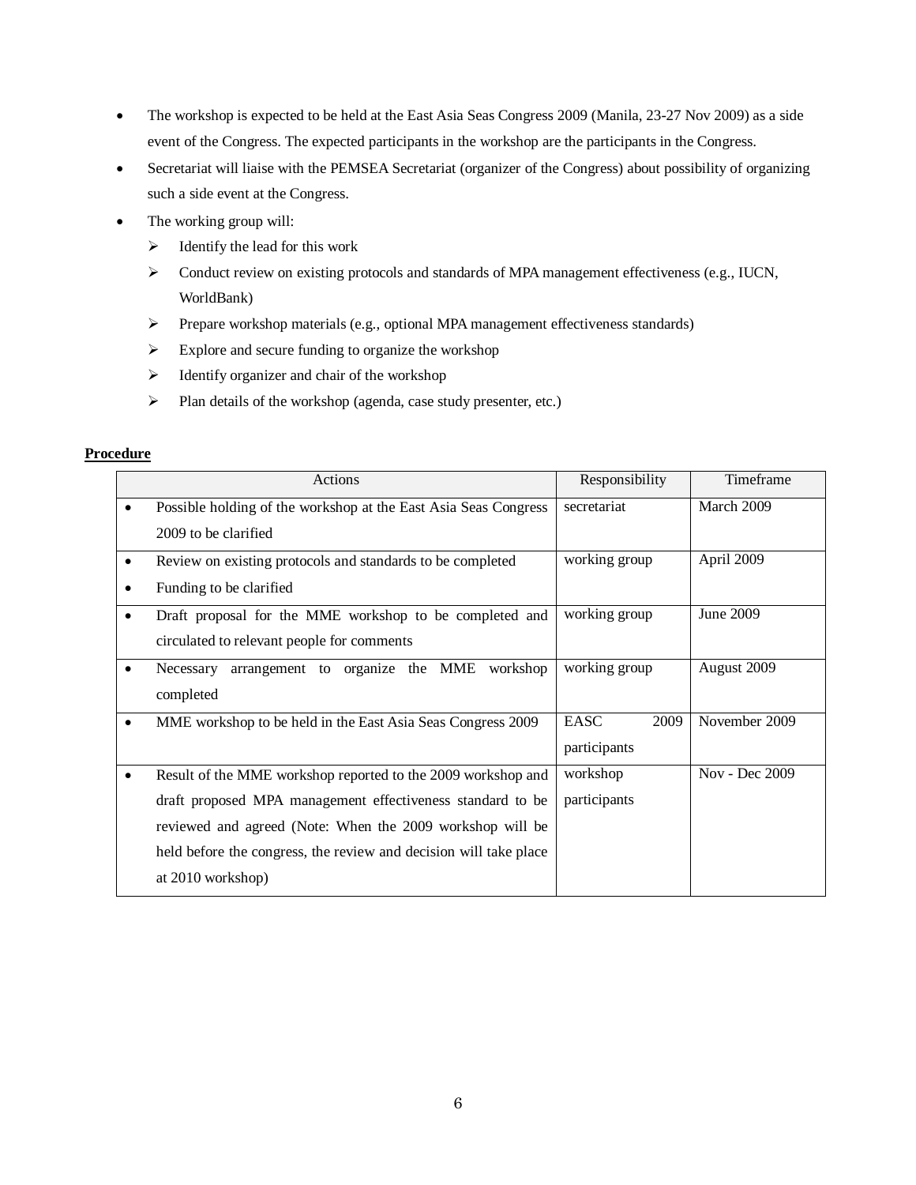- The workshop is expected to be held at the East Asia Seas Congress 2009 (Manila, 23-27 Nov 2009) as a side event of the Congress. The expected participants in the workshop are the participants in the Congress.
- Secretariat will liaise with the PEMSEA Secretariat (organizer of the Congress) about possibility of organizing such a side event at the Congress.
- The working group will:
  - Identify the lead for this work
  - Conduct review on existing protocols and standards of MPA management effectiveness (e.g., IUCN, WorldBank)
  - Prepare workshop materials (e.g., optional MPA management effectiveness standards)
  - Explore and secure funding to organize the workshop
  - Identify organizer and chair of the workshop
  - Plan details of the workshop (agenda, case study presenter, etc.)

**Procedure**

| Actions | Responsibility | Timeframe |
|---|---|---|
| • Possible holding of the workshop at the East Asia Seas Congress 2009 to be clarified | secretariat | March 2009 |
| • Review on existing protocols and standards to be completed<br>• Funding to be clarified | working group | April 2009 |
| • Draft proposal for the MME workshop to be completed and circulated to relevant people for comments | working group | June 2009 |
| • Necessary arrangement to organize the MME workshop completed | working group | August 2009 |
| • MME workshop to be held in the East Asia Seas Congress 2009 | EASC 2009 participants | November 2009 |
| • Result of the MME workshop reported to the 2009 workshop and draft proposed MPA management effectiveness standard to be reviewed and agreed (Note: When the 2009 workshop will be held before the congress, the review and decision will take place at 2010 workshop) | workshop participants | Nov - Dec 2009 |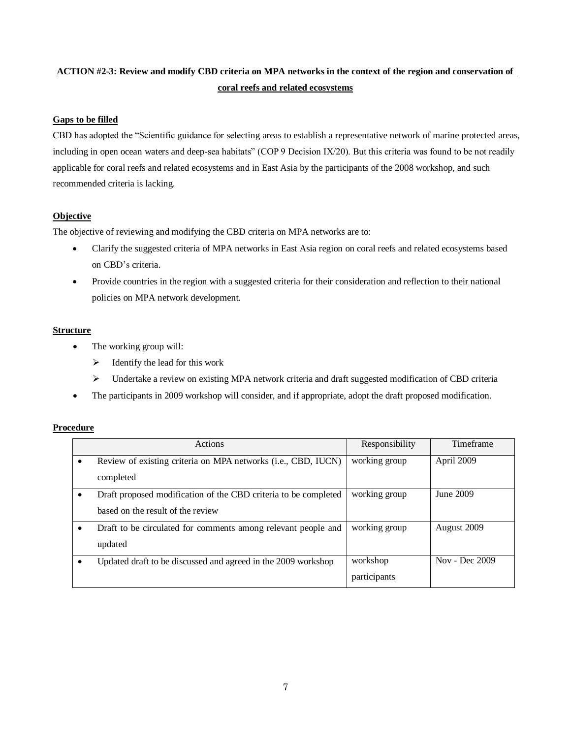## ACTION #2-3: Review and modify CBD criteria on MPA networks in the context of the region and conservation of coral reefs and related ecosystems

**Gaps to be filled**

CBD has adopted the "Scientific guidance for selecting areas to establish a representative network of marine protected areas, including in open ocean waters and deep-sea habitats" (COP 9 Decision IX/20). But this criteria was found to be not readily applicable for coral reefs and related ecosystems and in East Asia by the participants of the 2008 workshop, and such recommended criteria is lacking.

**Objective**

The objective of reviewing and modifying the CBD criteria on MPA networks are to:

- Clarify the suggested criteria of MPA networks in East Asia region on coral reefs and related ecosystems based on CBD's criteria.
- Provide countries in the region with a suggested criteria for their consideration and reflection to their national policies on MPA network development.

**Structure**

- The working group will:
  - Identify the lead for this work
  - Undertake a review on existing MPA network criteria and draft suggested modification of CBD criteria
- The participants in 2009 workshop will consider, and if appropriate, adopt the draft proposed modification.

**Procedure**

| Actions | Responsibility | Timeframe |
|---|---|---|
| • Review of existing criteria on MPA networks (i.e., CBD, IUCN) completed | working group | April 2009 |
| • Draft proposed modification of the CBD criteria to be completed based on the result of the review | working group | June 2009 |
| • Draft to be circulated for comments among relevant people and updated | working group | August 2009 |
| • Updated draft to be discussed and agreed in the 2009 workshop | workshop participants | Nov - Dec 2009 |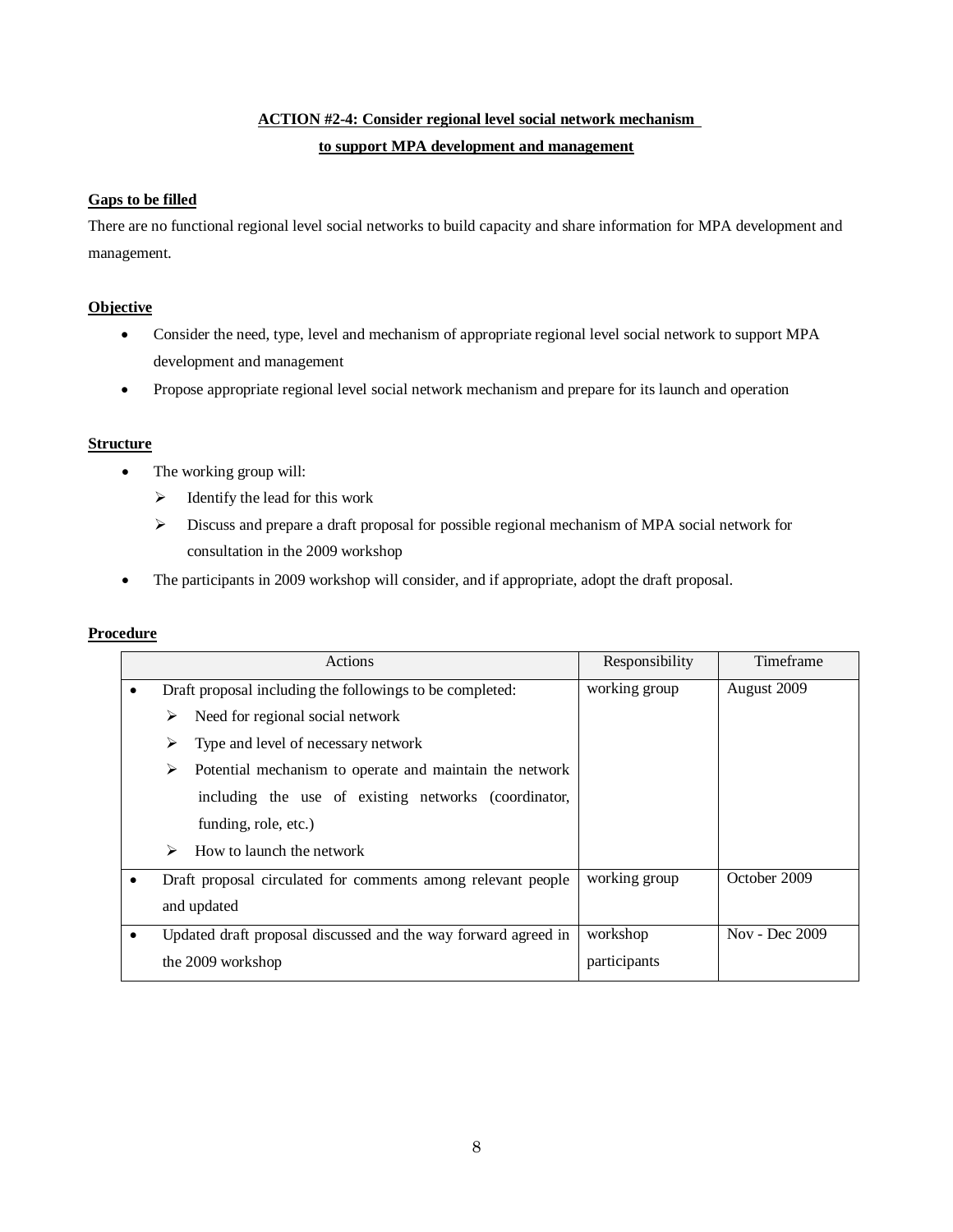## ACTION #2-4: Consider regional level social network mechanism to support MPA development and management

**Gaps to be filled**

There are no functional regional level social networks to build capacity and share information for MPA development and management.

**Objective**

- Consider the need, type, level and mechanism of appropriate regional level social network to support MPA development and management
- Propose appropriate regional level social network mechanism and prepare for its launch and operation

**Structure**

- The working group will:
  - ➢ Identify the lead for this work
  - ➢ Discuss and prepare a draft proposal for possible regional mechanism of MPA social network for consultation in the 2009 workshop
- The participants in 2009 workshop will consider, and if appropriate, adopt the draft proposal.

**Procedure**

| Actions | Responsibility | Timeframe |
|---|---|---|
| • Draft proposal including the followings to be completed:<br>➢ Need for regional social network<br>➢ Type and level of necessary network<br>➢ Potential mechanism to operate and maintain the network including the use of existing networks (coordinator, funding, role, etc.)<br>➢ How to launch the network | working group | August 2009 |
| • Draft proposal circulated for comments among relevant people and updated | working group | October 2009 |
| • Updated draft proposal discussed and the way forward agreed in the 2009 workshop | workshop participants | Nov - Dec 2009 |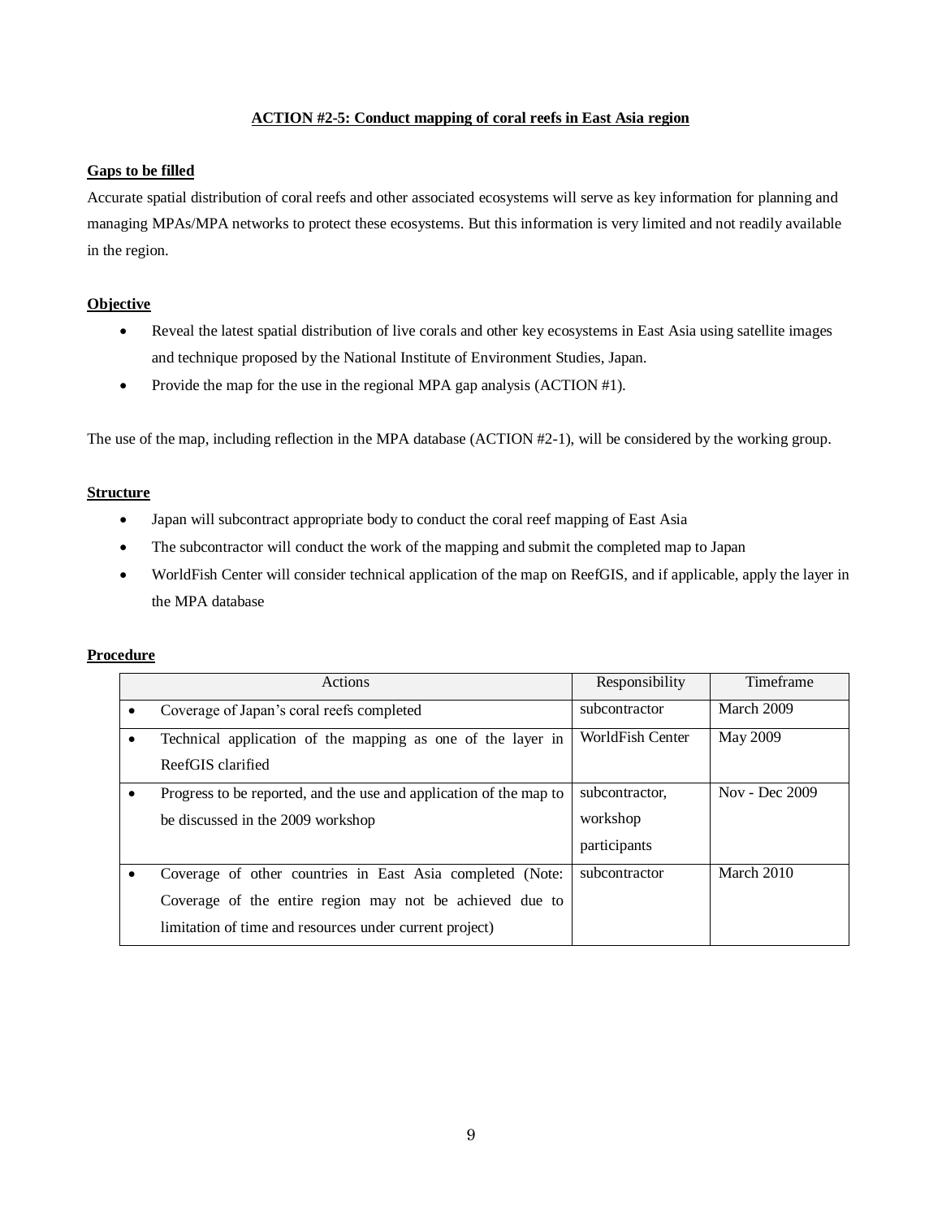## ACTION #2-5: Conduct mapping of coral reefs in East Asia region

**Gaps to be filled**

Accurate spatial distribution of coral reefs and other associated ecosystems will serve as key information for planning and managing MPAs/MPA networks to protect these ecosystems. But this information is very limited and not readily available in the region.

**Objective**

- Reveal the latest spatial distribution of live corals and other key ecosystems in East Asia using satellite images and technique proposed by the National Institute of Environment Studies, Japan.
- Provide the map for the use in the regional MPA gap analysis (ACTION #1).

The use of the map, including reflection in the MPA database (ACTION #2-1), will be considered by the working group.

**Structure**

- Japan will subcontract appropriate body to conduct the coral reef mapping of East Asia
- The subcontractor will conduct the work of the mapping and submit the completed map to Japan
- WorldFish Center will consider technical application of the map on ReefGIS, and if applicable, apply the layer in the MPA database

**Procedure**

| Actions | Responsibility | Timeframe |
|---|---|---|
| • Coverage of Japan's coral reefs completed | subcontractor | March 2009 |
| • Technical application of the mapping as one of the layer in ReefGIS clarified | WorldFish Center | May 2009 |
| • Progress to be reported, and the use and application of the map to be discussed in the 2009 workshop | subcontractor, workshop participants | Nov - Dec 2009 |
| • Coverage of other countries in East Asia completed (Note: Coverage of the entire region may not be achieved due to limitation of time and resources under current project) | subcontractor | March 2010 |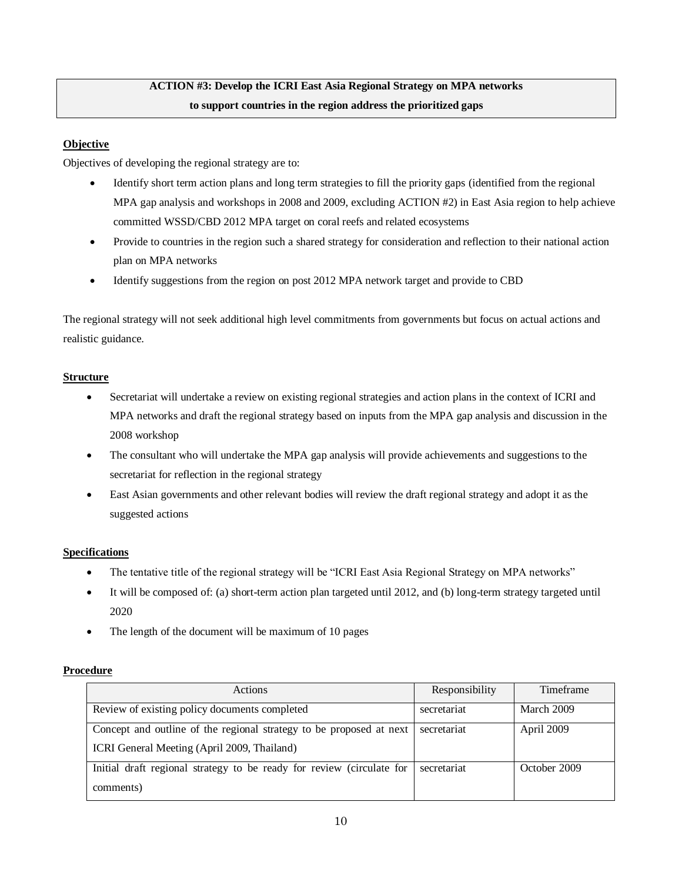**ACTION #3: Develop the ICRI East Asia Regional Strategy on MPA networks to support countries in the region address the prioritized gaps**

**Objective**

Objectives of developing the regional strategy are to:

- Identify short term action plans and long term strategies to fill the priority gaps (identified from the regional MPA gap analysis and workshops in 2008 and 2009, excluding ACTION #2) in East Asia region to help achieve committed WSSD/CBD 2012 MPA target on coral reefs and related ecosystems
- Provide to countries in the region such a shared strategy for consideration and reflection to their national action plan on MPA networks
- Identify suggestions from the region on post 2012 MPA network target and provide to CBD

The regional strategy will not seek additional high level commitments from governments but focus on actual actions and realistic guidance.

**Structure**

- Secretariat will undertake a review on existing regional strategies and action plans in the context of ICRI and MPA networks and draft the regional strategy based on inputs from the MPA gap analysis and discussion in the 2008 workshop
- The consultant who will undertake the MPA gap analysis will provide achievements and suggestions to the secretariat for reflection in the regional strategy
- East Asian governments and other relevant bodies will review the draft regional strategy and adopt it as the suggested actions

**Specifications**

- The tentative title of the regional strategy will be "ICRI East Asia Regional Strategy on MPA networks"
- It will be composed of: (a) short-term action plan targeted until 2012, and (b) long-term strategy targeted until 2020
- The length of the document will be maximum of 10 pages

**Procedure**

| Actions | Responsibility | Timeframe |
|---|---|---|
| Review of existing policy documents completed | secretariat | March 2009 |
| Concept and outline of the regional strategy to be proposed at next ICRI General Meeting (April 2009, Thailand) | secretariat | April 2009 |
| Initial draft regional strategy to be ready for review (circulate for comments) | secretariat | October 2009 |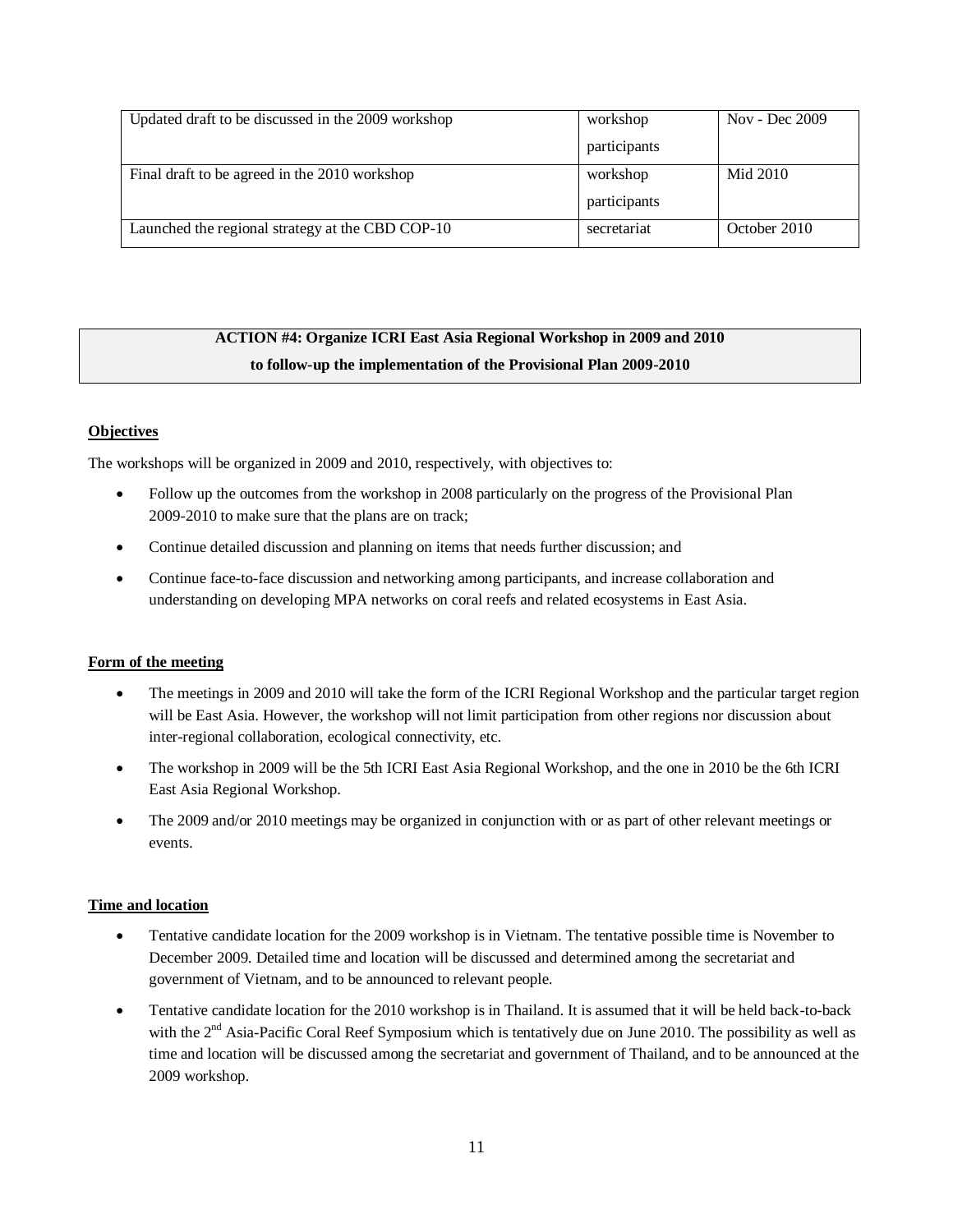| Updated draft to be discussed in the 2009 workshop | workshop participants | Nov - Dec 2009 |
|---|---|---|
| Final draft to be agreed in the 2010 workshop | workshop participants | Mid 2010 |
| Launched the regional strategy at the CBD COP-10 | secretariat | October 2010 |

**ACTION #4: Organize ICRI East Asia Regional Workshop in 2009 and 2010 to follow-up the implementation of the Provisional Plan 2009-2010**

**Objectives**

The workshops will be organized in 2009 and 2010, respectively, with objectives to:

- Follow up the outcomes from the workshop in 2008 particularly on the progress of the Provisional Plan 2009-2010 to make sure that the plans are on track;
- Continue detailed discussion and planning on items that needs further discussion; and
- Continue face-to-face discussion and networking among participants, and increase collaboration and understanding on developing MPA networks on coral reefs and related ecosystems in East Asia.

**Form of the meeting**

- The meetings in 2009 and 2010 will take the form of the ICRI Regional Workshop and the particular target region will be East Asia. However, the workshop will not limit participation from other regions nor discussion about inter-regional collaboration, ecological connectivity, etc.
- The workshop in 2009 will be the 5th ICRI East Asia Regional Workshop, and the one in 2010 be the 6th ICRI East Asia Regional Workshop.
- The 2009 and/or 2010 meetings may be organized in conjunction with or as part of other relevant meetings or events.

**Time and location**

- Tentative candidate location for the 2009 workshop is in Vietnam. The tentative possible time is November to December 2009. Detailed time and location will be discussed and determined among the secretariat and government of Vietnam, and to be announced to relevant people.
- Tentative candidate location for the 2010 workshop is in Thailand. It is assumed that it will be held back-to-back with the 2nd Asia-Pacific Coral Reef Symposium which is tentatively due on June 2010. The possibility as well as time and location will be discussed among the secretariat and government of Thailand, and to be announced at the 2009 workshop.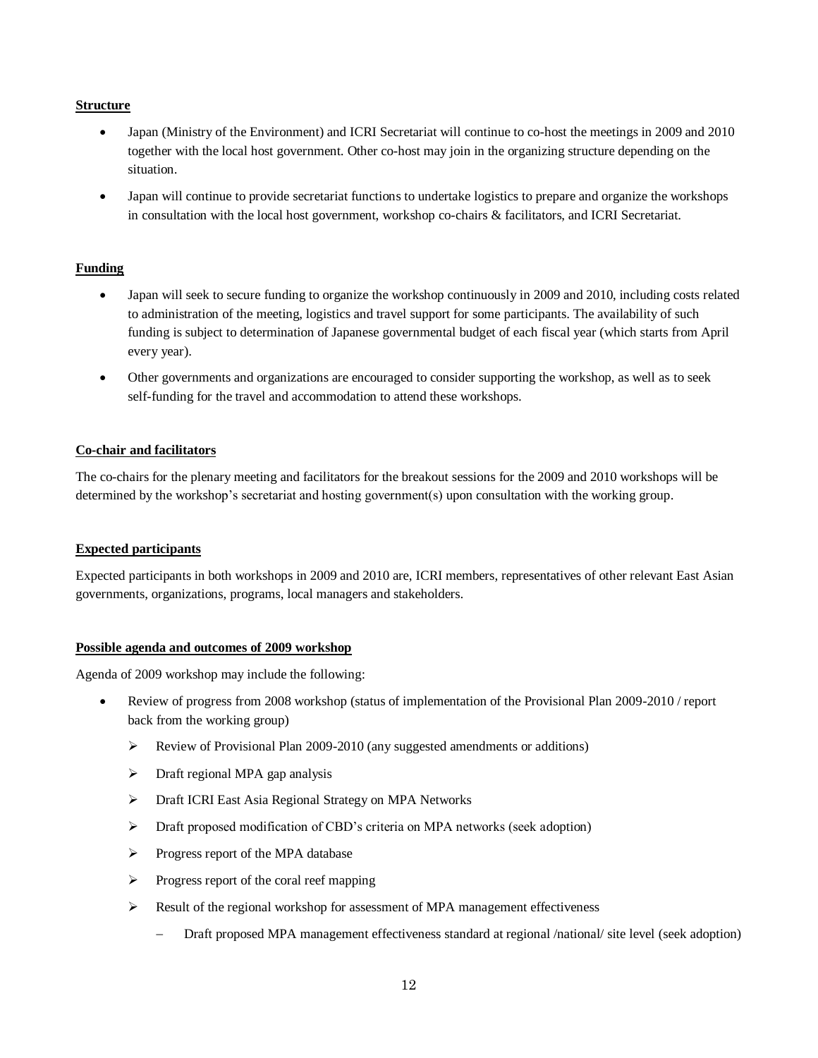**Structure**

- Japan (Ministry of the Environment) and ICRI Secretariat will continue to co-host the meetings in 2009 and 2010 together with the local host government. Other co-host may join in the organizing structure depending on the situation.
- Japan will continue to provide secretariat functions to undertake logistics to prepare and organize the workshops in consultation with the local host government, workshop co-chairs & facilitators, and ICRI Secretariat.

**Funding**

- Japan will seek to secure funding to organize the workshop continuously in 2009 and 2010, including costs related to administration of the meeting, logistics and travel support for some participants. The availability of such funding is subject to determination of Japanese governmental budget of each fiscal year (which starts from April every year).
- Other governments and organizations are encouraged to consider supporting the workshop, as well as to seek self-funding for the travel and accommodation to attend these workshops.

**Co-chair and facilitators**

The co-chairs for the plenary meeting and facilitators for the breakout sessions for the 2009 and 2010 workshops will be determined by the workshop's secretariat and hosting government(s) upon consultation with the working group.

**Expected participants**

Expected participants in both workshops in 2009 and 2010 are, ICRI members, representatives of other relevant East Asian governments, organizations, programs, local managers and stakeholders.

**Possible agenda and outcomes of 2009 workshop**

Agenda of 2009 workshop may include the following:

- Review of progress from 2008 workshop (status of implementation of the Provisional Plan 2009-2010 / report back from the working group)
  - Review of Provisional Plan 2009-2010 (any suggested amendments or additions)
  - Draft regional MPA gap analysis
  - Draft ICRI East Asia Regional Strategy on MPA Networks
  - Draft proposed modification of CBD's criteria on MPA networks (seek adoption)
  - Progress report of the MPA database
  - Progress report of the coral reef mapping
  - Result of the regional workshop for assessment of MPA management effectiveness
    - Draft proposed MPA management effectiveness standard at regional /national/ site level (seek adoption)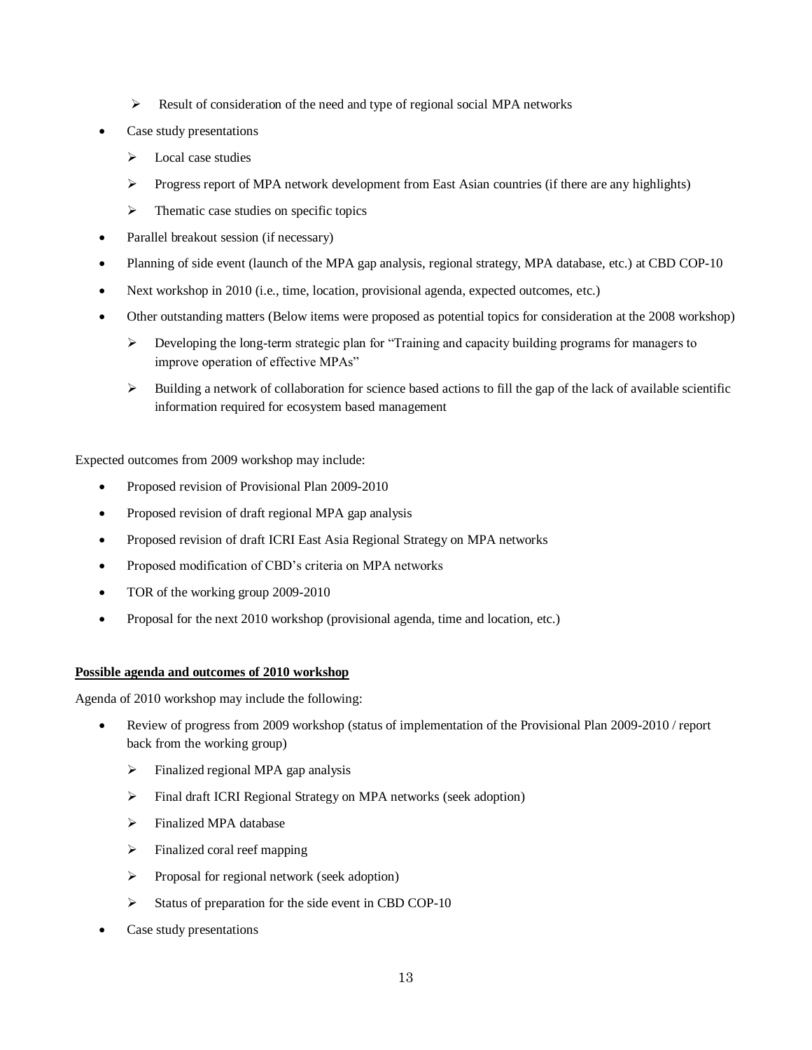- Result of consideration of the need and type of regional social MPA networks
- Case study presentations
  - Local case studies
  - Progress report of MPA network development from East Asian countries (if there are any highlights)
  - Thematic case studies on specific topics
- Parallel breakout session (if necessary)
- Planning of side event (launch of the MPA gap analysis, regional strategy, MPA database, etc.) at CBD COP-10
- Next workshop in 2010 (i.e., time, location, provisional agenda, expected outcomes, etc.)
- Other outstanding matters (Below items were proposed as potential topics for consideration at the 2008 workshop)
  - Developing the long-term strategic plan for "Training and capacity building programs for managers to improve operation of effective MPAs"
  - Building a network of collaboration for science based actions to fill the gap of the lack of available scientific information required for ecosystem based management

Expected outcomes from 2009 workshop may include:

- Proposed revision of Provisional Plan 2009-2010
- Proposed revision of draft regional MPA gap analysis
- Proposed revision of draft ICRI East Asia Regional Strategy on MPA networks
- Proposed modification of CBD's criteria on MPA networks
- TOR of the working group 2009-2010
- Proposal for the next 2010 workshop (provisional agenda, time and location, etc.)

**Possible agenda and outcomes of 2010 workshop**

Agenda of 2010 workshop may include the following:

- Review of progress from 2009 workshop (status of implementation of the Provisional Plan 2009-2010 / report back from the working group)
  - Finalized regional MPA gap analysis
  - Final draft ICRI Regional Strategy on MPA networks (seek adoption)
  - Finalized MPA database
  - Finalized coral reef mapping
  - Proposal for regional network (seek adoption)
  - Status of preparation for the side event in CBD COP-10
- Case study presentations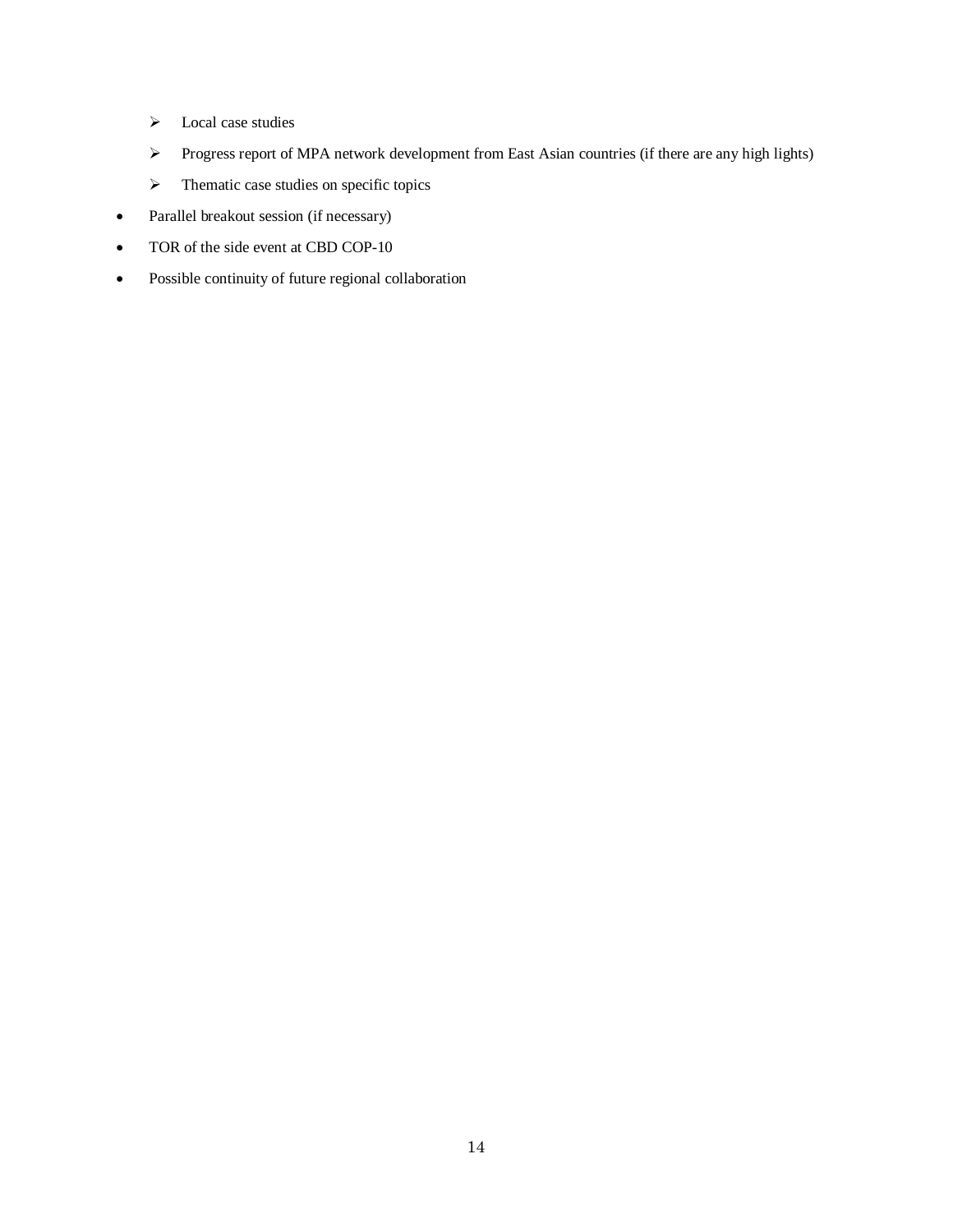- Local case studies
    - Progress report of MPA network development from East Asian countries (if there are any high lights)
    - Thematic case studies on specific topics
- Parallel breakout session (if necessary)
- TOR of the side event at CBD COP-10
- Possible continuity of future regional collaboration